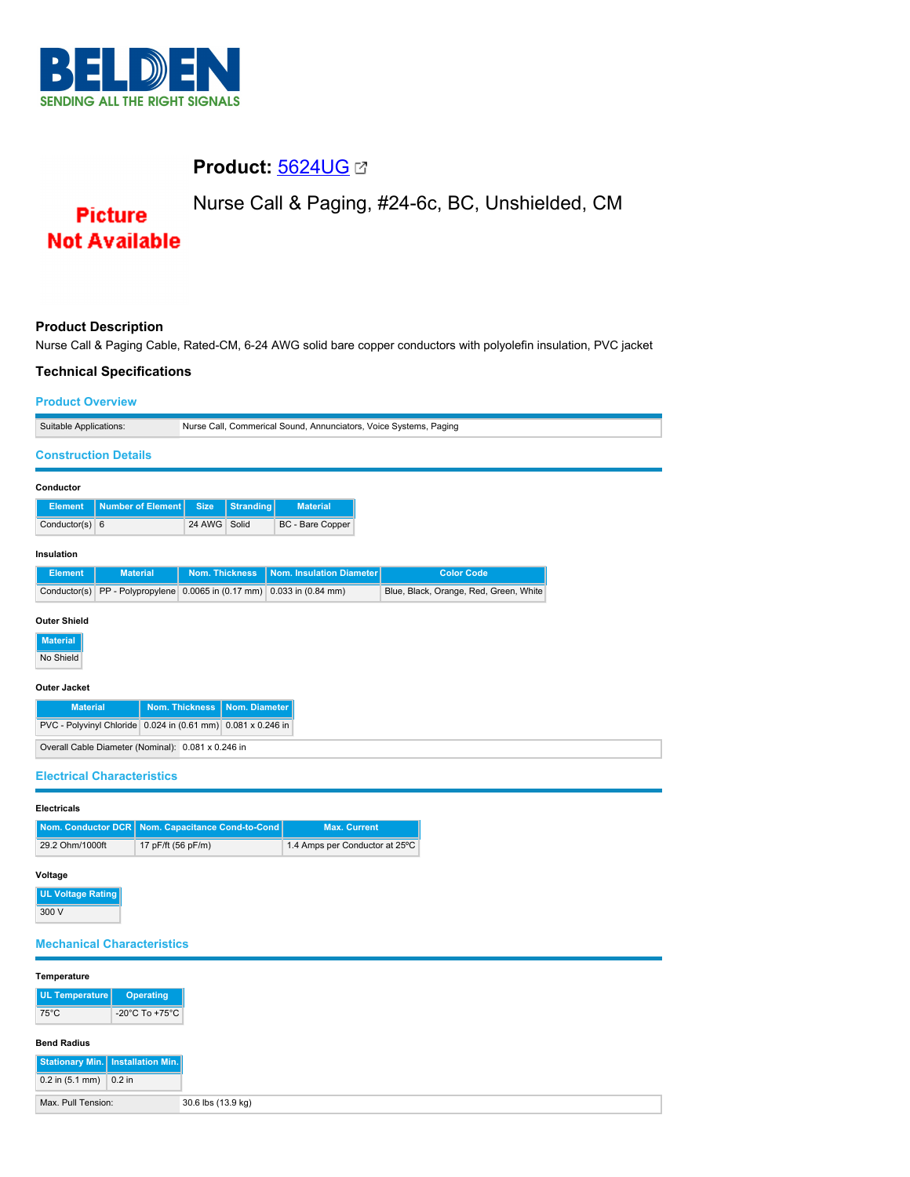# Product: 5624UG

## Nurse Call & Paging, #24-6c, BC, Unshielded, CM

### Product Description

Nurse Call & Paging Cable, Rated-CM, 6-24 AWG solid bare copper conductors with polyolefin insulation, PVC jacket

### Technical Specifications

#### Product Overview

| Suitable Applications: | Nurse Call, Commerical Sound, Annunciators, Voice Systems, Paging |
|---|---|

#### Construction Details

**Conductor**

| Element | Number of Element | Size | Stranding | Material |
|---|---|---|---|---|
| Conductor(s) | 6 | 24 AWG | Solid | BC - Bare Copper |

**Insulation**

| Element | Material | Nom. Thickness | Nom. Insulation Diameter | Color Code |
|---|---|---|---|---|
| Conductor(s) | PP - Polypropylene | 0.0065 in (0.17 mm) | 0.033 in (0.84 mm) | Blue, Black, Orange, Red, Green, White |

**Outer Shield**

| Material |
|---|
| No Shield |

**Outer Jacket**

| Material | Nom. Thickness | Nom. Diameter |
|---|---|---|
| PVC - Polyvinyl Chloride | 0.024 in (0.61 mm) | 0.081 x 0.246 in |

| Overall Cable Diameter (Nominal): | 0.081 x 0.246 in |
|---|---|

#### Electrical Characteristics

**Electricals**

| Nom. Conductor DCR | Nom. Capacitance Cond-to-Cond | Max. Current |
|---|---|---|
| 29.2 Ohm/1000ft | 17 pF/ft (56 pF/m) | 1.4 Amps per Conductor at 25ºC |

**Voltage**

| UL Voltage Rating |
|---|
| 300 V |

#### Mechanical Characteristics

**Temperature**

| UL Temperature | Operating |
|---|---|
| 75°C | -20°C To +75°C |

**Bend Radius**

| Stationary Min. | Installation Min. |
|---|---|
| 0.2 in (5.1 mm) | 0.2 in |

| Max. Pull Tension: | 30.6 lbs (13.9 kg) |
|---|---|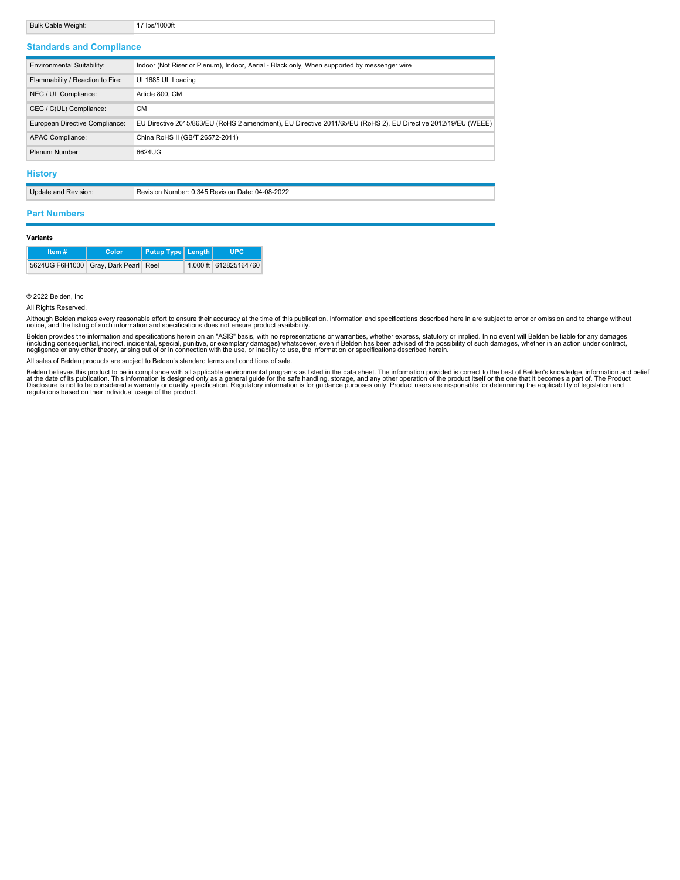| | |
|---|---|
| Bulk Cable Weight: | 17 lbs/1000ft |

## Standards and Compliance

| | |
|---|---|
| Environmental Suitability: | Indoor (Not Riser or Plenum), Indoor, Aerial - Black only, When supported by messenger wire |
| Flammability / Reaction to Fire: | UL1685 UL Loading |
| NEC / UL Compliance: | Article 800, CM |
| CEC / C(UL) Compliance: | CM |
| European Directive Compliance: | EU Directive 2015/863/EU (RoHS 2 amendment), EU Directive 2011/65/EU (RoHS 2), EU Directive 2012/19/EU (WEEE) |
| APAC Compliance: | China RoHS II (GB/T 26572-2011) |
| Plenum Number: | 6624UG |

## History

| | |
|---|---|
| Update and Revision: | Revision Number: 0.345 Revision Date: 04-08-2022 |

## Part Numbers

**Variants**

| Item # | Color | Putup Type | Length | UPC |
|---|---|---|---|---|
| 5624UG F6H1000 | Gray, Dark Pearl | Reel | 1,000 ft | 612825164760 |

© 2022 Belden, Inc

All Rights Reserved.

Although Belden makes every reasonable effort to ensure their accuracy at the time of this publication, information and specifications described here in are subject to error or omission and to change without notice, and the listing of such information and specifications does not ensure product availability.

Belden provides the information and specifications herein on an "ASIS" basis, with no representations or warranties, whether express, statutory or implied. In no event will Belden be liable for any damages (including consequential, indirect, incidental, special, punitive, or exemplary damages) whatsoever, even if Belden has been advised of the possibility of such damages, whether in an action under contract, negligence or any other theory, arising out of or in connection with the use, or inability to use, the information or specifications described herein.

All sales of Belden products are subject to Belden's standard terms and conditions of sale.

Belden believes this product to be in compliance with all applicable environmental programs as listed in the data sheet. The information provided is correct to the best of Belden's knowledge, information and belief at the date of its publication. This information is designed only as a general guide for the safe handling, storage, and any other operation of the product itself or the one that it becomes a part of. The Product Disclosure is not to be considered a warranty or quality specification. Regulatory information is for guidance purposes only. Product users are responsible for determining the applicability of legislation and regulations based on their individual usage of the product.